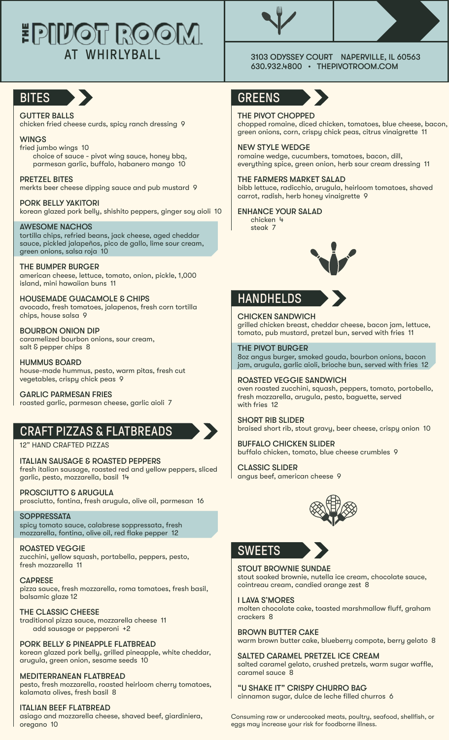# THE PIVOT ROOM AT WHIRLYBALL

3103 ODYSSEY COURT NAPERVILLE, IL 60563
630.932.4800 • THEPIVOTROOM.COM

## BITES

**GUTTER BALLS**
chicken fried cheese curds, spicy ranch dressing 9

**WINGS**
fried jumbo wings 10
choice of sauce - pivot wing sauce, honey bbq, parmesan garlic, buffalo, habanero mango 10

**PRETZEL BITES**
merkts beer cheese dipping sauce and pub mustard 9

**PORK BELLY YAKITORI**
korean glazed pork belly, shishito peppers, ginger soy aioli 10

**AWESOME NACHOS**
tortilla chips, refried beans, jack cheese, aged cheddar sauce, pickled jalapeños, pico de gallo, lime sour cream, green onions, salsa roja 10

**THE BUMPER BURGER**
american cheese, lettuce, tomato, onion, pickle, 1,000 island, mini hawaiian buns 11

**HOUSEMADE GUACAMOLE & CHIPS**
avocado, fresh tomatoes, jalapenos, fresh corn tortilla chips, house salsa 9

**BOURBON ONION DIP**
caramelized bourbon onions, sour cream, salt & pepper chips 8

**HUMMUS BOARD**
house-made hummus, pesto, warm pitas, fresh cut vegetables, crispy chick peas 9

**GARLIC PARMESAN FRIES**
roasted garlic, parmesan cheese, garlic aioli 7

## CRAFT PIZZAS & FLATBREADS

12" HAND CRAFTED PIZZAS

**ITALIAN SAUSAGE & ROASTED PEPPERS**
fresh italian sausage, roasted red and yellow peppers, sliced garlic, pesto, mozzarella, basil 14

**PROSCIUTTO & ARUGULA**
prosciutto, fontina, fresh arugula, olive oil, parmesan 16

**SOPPRESSATA**
spicy tomato sauce, calabrese soppressata, fresh mozzarella, fontina, olive oil, red flake pepper 12

**ROASTED VEGGIE**
zucchini, yellow squash, portabella, peppers, pesto, fresh mozzarella 11

**CAPRESE**
pizza sauce, fresh mozzarella, roma tomatoes, fresh basil, balsamic glaze 12

**THE CLASSIC CHEESE**
traditional pizza sauce, mozzarella cheese 11
add sausage or pepperoni +2

**PORK BELLY & PINEAPPLE FLATBREAD**
korean glazed pork belly, grilled pineapple, white cheddar, arugula, green onion, sesame seeds 10

**MEDITERRANEAN FLATBREAD**
pesto, fresh mozzarella, roasted heirloom cherry tomatoes, kalamata olives, fresh basil 8

**ITALIAN BEEF FLATBREAD**
asiago and mozzarella cheese, shaved beef, giardiniera, oregano 10

## GREENS

**THE PIVOT CHOPPED**
chopped romaine, diced chicken, tomatoes, blue cheese, bacon, green onions, corn, crispy chick peas, citrus vinaigrette 11

**NEW STYLE WEDGE**
romaine wedge, cucumbers, tomatoes, bacon, dill, everything spice, green onion, herb sour cream dressing 11

**THE FARMERS MARKET SALAD**
bibb lettuce, radicchio, arugula, heirloom tomatoes, shaved carrot, radish, herb honey vinaigrette 9

**ENHANCE YOUR SALAD**
chicken 4
steak 7

## HANDHELDS

**CHICKEN SANDWICH**
grilled chicken breast, cheddar cheese, bacon jam, lettuce, tomato, pub mustard, pretzel bun, served with fries 11

**THE PIVOT BURGER**
8oz angus burger, smoked gouda, bourbon onions, bacon jam, arugula, garlic aioli, brioche bun, served with fries 12

**ROASTED VEGGIE SANDWICH**
oven roasted zucchini, squash, peppers, tomato, portobello, fresh mozzarella, arugula, pesto, baguette, served with fries 12

**SHORT RIB SLIDER**
braised short rib, stout gravy, beer cheese, crispy onion 10

**BUFFALO CHICKEN SLIDER**
buffalo chicken, tomato, blue cheese crumbles 9

**CLASSIC SLIDER**
angus beef, american cheese 9

## SWEETS

**STOUT BROWNIE SUNDAE**
stout soaked brownie, nutella ice cream, chocolate sauce, cointreau cream, candied orange zest 8

**I LAVA S'MORES**
molten chocolate cake, toasted marshmallow fluff, graham crackers 8

**BROWN BUTTER CAKE**
warm brown butter cake, blueberry compote, berry gelato 8

**SALTED CARAMEL PRETZEL ICE CREAM**
salted caramel gelato, crushed pretzels, warm sugar waffle, caramel sauce 8

**"U SHAKE IT" CRISPY CHURRO BAG**
cinnamon sugar, dulce de leche filled churros 6

Consuming raw or undercooked meats, poultry, seafood, shellfish, or eggs may increase your risk for foodborne illness.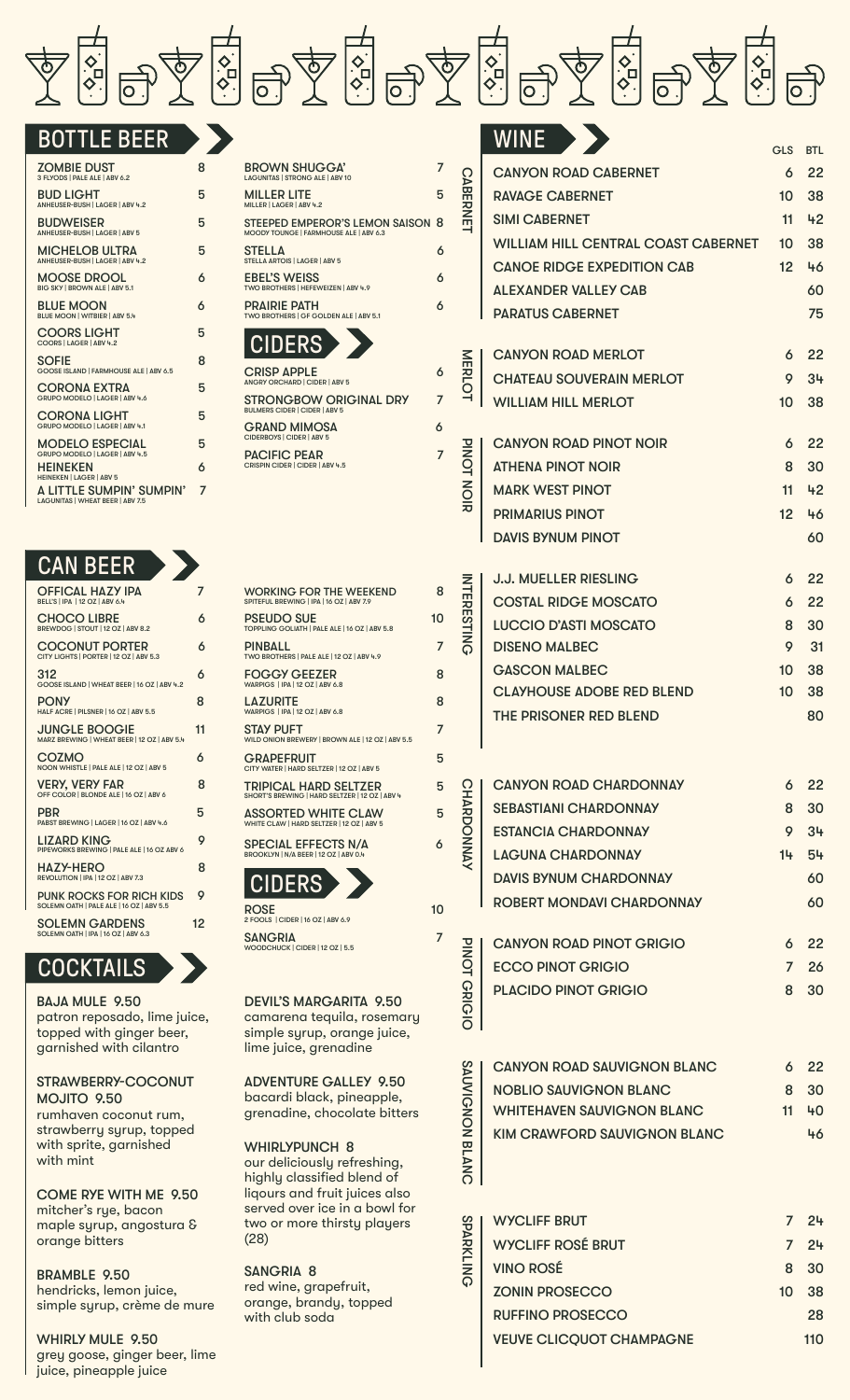## BOTTLE BEER

| | |
|---|---|
| **ZOMBIE DUST** 3 FLYODS \| PALE ALE \| ABV 6.2 | 8 |
| **BUD LIGHT** ANHEUSER-BUSH \| LAGER \| ABV 4.2 | 5 |
| **BUDWEISER** ANHEUSER-BUSH \| LAGER \| ABV 5 | 5 |
| **MICHELOB ULTRA** ANHEUSER-BUSH \| LAGER \| ABV 4.2 | 5 |
| **MOOSE DROOL** BIG SKY \| BROWN ALE \| ABV 5.1 | 6 |
| **BLUE MOON** BLUE MOON \| WITBIER \| ABV 5.4 | 6 |
| **COORS LIGHT** COORS \| LAGER \| ABV 4.2 | 5 |
| **SOFIE** GOOSE ISLAND \| FARMHOUSE ALE \| ABV 6.5 | 8 |
| **CORONA EXTRA** GRUPO MODELO \| LAGER \| ABV 4.6 | 5 |
| **CORONA LIGHT** GRUPO MODELO \| LAGER \| ABV 4.1 | 5 |
| **MODELO ESPECIAL** GRUPO MODELO \| LAGER \| ABV 4.5 | 5 |
| **HEINEKEN** HEINEKEN \| LAGER \| ABV 5 | 6 |
| **A LITTLE SUMPIN' SUMPIN'** LAGUNITAS \| WHEAT BEER \| ABV 7.5 | 7 |
| **BROWN SHUGGA'** LAGUNITAS \| STRONG ALE \| ABV 10 | 7 |
| **MILLER LITE** MILLER \| LAGER \| ABV 4.2 | 5 |
| **STEEPED EMPEROR'S LEMON SAISON** MOODY TOUNGE \| FARMHOUSE ALE \| ABV 6.3 | 8 |
| **STELLA** STELLA ARTOIS \| LAGER \| ABV 5 | 6 |
| **EBEL'S WEISS** TWO BROTHERS \| HEFEWEIZEN \| ABV 4.9 | 6 |
| **PRAIRIE PATH** TWO BROTHERS \| GF GOLDEN ALE \| ABV 5.1 | 6 |

## CIDERS

| | |
|---|---|
| **CRISP APPLE** ANGRY ORCHARD \| CIDER \| ABV 5 | 6 |
| **STRONGBOW ORIGINAL DRY** BULMERS CIDER \| CIDER \| ABV 5 | 7 |
| **GRAND MIMOSA** CIDERBOYS \| CIDER \| ABV 5 | 6 |
| **PACIFIC PEAR** CRISPIN CIDER \| CIDER \| ABV 4.5 | 7 |

## CAN BEER

| | |
|---|---|
| **OFFICAL HAZY IPA** BELL'S \| IPA \| 12 OZ \| ABV 6.4 | 7 |
| **CHOCO LIBRE** BREWDOG \| STOUT \| 12 OZ \| ABV 8.2 | 6 |
| **COCONUT PORTER** CITY LIGHTS \| PORTER \| 12 OZ \| ABV 5.3 | 6 |
| **312** GOOSE ISLAND \| WHEAT BEER \| 16 OZ \| ABV 4.2 | 6 |
| **PONY** HALF ACRE \| PILSNER \| 16 OZ \| ABV 5.5 | 8 |
| **JUNGLE BOOGIE** MARZ BREWING \| WHEAT BEER \| 12 OZ \| ABV 5.4 | 11 |
| **COZMO** NOON WHISTLE \| PALE ALE \| 12 OZ \| ABV 5 | 6 |
| **VERY, VERY FAR** OFF COLOR \| BLONDE ALE \| 16 OZ \| ABV 6 | 8 |
| **PBR** PABST BREWING \| LAGER \| 16 OZ \| ABV 4.6 | 5 |
| **LIZARD KING** PIPEWORKS BREWING \| PALE ALE \| 16 OZ ABV 6 | 9 |
| **HAZY-HERO** REVOLUTION \| IPA \| 12 OZ \| ABV 7.3 | 8 |
| **PUNK ROCKS FOR RICH KIDS** SOLEMN OATH \| PALE ALE \| 16 OZ \| ABV 5.5 | 9 |
| **SOLEMN GARDENS** SOLEMN OATH \| IPA \| 16 OZ \| ABV 6.3 | 12 |
| **WORKING FOR THE WEEKEND** SPITEFUL BREWING \| IPA \| 16 OZ \| ABV 7.9 | 8 |
| **PSEUDO SUE** TOPPLING GOLIATH \| PALE ALE \| 16 OZ \| ABV 5.8 | 10 |
| **PINBALL** TWO BROTHERS \| PALE ALE \| 12 OZ \| ABV 4.9 | 7 |
| **FOGGY GEEZER** WARPIGS \| IPA \| 12 OZ \| ABV 6.8 | 8 |
| **LAZURITE** WARPIGS \| IPA \| 12 OZ \| ABV 6.8 | 8 |
| **STAY PUFT** WILD ONION BREWERY \| BROWN ALE \| 12 OZ \| ABV 5.5 | 7 |
| **GRAPEFRUIT** CITY WATER \| HARD SELTZER \| 12 OZ \| ABV 5 | 5 |
| **TRIPICAL HARD SELTZER** SHORT'S BREWING \| HARD SELTZER \| 12 OZ \| ABV 4 | 5 |
| **ASSORTED WHITE CLAW** WHITE CLAW \| HARD SELTZER \| 12 OZ \| ABV 5 | 5 |
| **SPECIAL EFFECTS N/A** BROOKLYN \| N/A BEER \| 12 OZ \| ABV 0.4 | 6 |

## CIDERS

| | |
|---|---|
| **ROSE** 2 FOOLS \| CIDER \| 16 OZ \| ABV 6.9 | 10 |
| **SANGRIA** WOODCHUCK \| CIDER \| 12 OZ \| 5.5 | 7 |

## COCKTAILS

**BAJA MULE 9.50**
patron reposado, lime juice, topped with ginger beer, garnished with cilantro

**STRAWBERRY-COCONUT MOJITO 9.50**
rumhaven coconut rum, strawberry syrup, topped with sprite, garnished with mint

**COME RYE WITH ME 9.50**
mitcher's rye, bacon maple syrup, angostura & orange bitters

**BRAMBLE 9.50**
hendricks, lemon juice, simple syrup, crème de mure

**WHIRLY MULE 9.50**
grey goose, ginger beer, lime juice, pineapple juice

**DEVIL'S MARGARITA 9.50**
camarena tequila, rosemary simple syrup, orange juice, lime juice, grenadine

**ADVENTURE GALLEY 9.50**
bacardi black, pineapple, grenadine, chocolate bitters

**WHIRLYPUNCH 8**
our deliciously refreshing, highly classified blend of liqours and fruit juices also served over ice in a bowl for two or more thirsty players (28)

**SANGRIA 8**
red wine, grapefruit, orange, brandy, topped with club soda

## WINE

| | | GLS | BTL |
|---|---|---|---|
| CABERNET | CANYON ROAD CABERNET | 6 | 22 |
| | RAVAGE CABERNET | 10 | 38 |
| | SIMI CABERNET | 11 | 42 |
| | WILLIAM HILL CENTRAL COAST CABERNET | 10 | 38 |
| | CANOE RIDGE EXPEDITION CAB | 12 | 46 |
| | ALEXANDER VALLEY CAB | | 60 |
| | PARATUS CABERNET | | 75 |
| MERLOT | CANYON ROAD MERLOT | 6 | 22 |
| | CHATEAU SOUVERAIN MERLOT | 9 | 34 |
| | WILLIAM HILL MERLOT | 10 | 38 |
| PINOT NOIR | CANYON ROAD PINOT NOIR | 6 | 22 |
| | ATHENA PINOT NOIR | 8 | 30 |
| | MARK WEST PINOT | 11 | 42 |
| | PRIMARIUS PINOT | 12 | 46 |
| | DAVIS BYNUM PINOT | | 60 |
| INTERESTING | J.J. MUELLER RIESLING | 6 | 22 |
| | COSTAL RIDGE MOSCATO | 6 | 22 |
| | LUCCIO D'ASTI MOSCATO | 8 | 30 |
| | DISENO MALBEC | 9 | 31 |
| | GASCON MALBEC | 10 | 38 |
| | CLAYHOUSE ADOBE RED BLEND | 10 | 38 |
| | THE PRISONER RED BLEND | | 80 |
| CHARDONNAY | CANYON ROAD CHARDONNAY | 6 | 22 |
| | SEBASTIANI CHARDONNAY | 8 | 30 |
| | ESTANCIA CHARDONNAY | 9 | 34 |
| | LAGUNA CHARDONNAY | 14 | 54 |
| | DAVIS BYNUM CHARDONNAY | | 60 |
| | ROBERT MONDAVI CHARDONNAY | | 60 |
| PINOT GRIGIO | CANYON ROAD PINOT GRIGIO | 6 | 22 |
| | ECCO PINOT GRIGIO | 7 | 26 |
| | PLACIDO PINOT GRIGIO | 8 | 30 |
| SAUVIGNON BLANC | CANYON ROAD SAUVIGNON BLANC | 6 | 22 |
| | NOBLIO SAUVIGNON BLANC | 8 | 30 |
| | WHITEHAVEN SAUVIGNON BLANC | 11 | 40 |
| | KIM CRAWFORD SAUVIGNON BLANC | | 46 |
| SPARKLING | WYCLIFF BRUT | 7 | 24 |
| | WYCLIFF ROSÉ BRUT | 7 | 24 |
| | VINO ROSÉ | 8 | 30 |
| | ZONIN PROSECCO | 10 | 38 |
| | RUFFINO PROSECCO | | 28 |
| | VEUVE CLICQUOT CHAMPAGNE | | 110 |